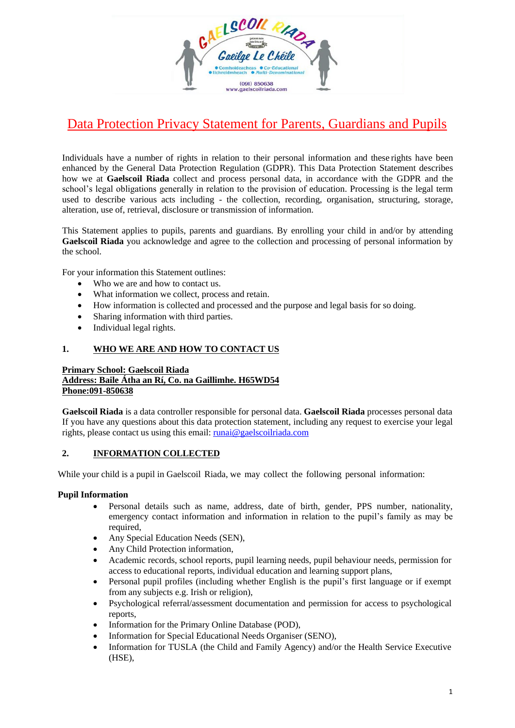# Data Protection Privacy Statement for Parents, Guardians and Pupils

Individuals have a number of rights in relation to their personal information and these rights have been enhanced by the General Data Protection Regulation (GDPR). This Data Protection Statement describes how we at **Gaelscoil Riada** collect and process personal data, in accordance with the GDPR and the school's legal obligations generally in relation to the provision of education. Processing is the legal term used to describe various acts including - the collection, recording, organisation, structuring, storage, alteration, use of, retrieval, disclosure or transmission of information.

This Statement applies to pupils, parents and guardians. By enrolling your child in and/or by attending **Gaelscoil Riada** you acknowledge and agree to the collection and processing of personal information by the school.

For your information this Statement outlines:

- Who we are and how to contact us.
- What information we collect, process and retain.
- How information is collected and processed and the purpose and legal basis for so doing.
- Sharing information with third parties.
- Individual legal rights.

## 1. WHO WE ARE AND HOW TO CONTACT US

**Primary School: Gaelscoil Riada**
**Address: Baile Átha an Rí, Co. na Gaillimhe. H65WD54**
**Phone:091-850638**

**Gaelscoil Riada** is a data controller responsible for personal data. **Gaelscoil Riada** processes personal data If you have any questions about this data protection statement, including any request to exercise your legal rights, please contact us using this email: runai@gaelscoilriada.com

## 2. INFORMATION COLLECTED

While your child is a pupil in Gaelscoil Riada, we may collect the following personal information:

**Pupil Information**

- Personal details such as name, address, date of birth, gender, PPS number, nationality, emergency contact information and information in relation to the pupil's family as may be required,
- Any Special Education Needs (SEN),
- Any Child Protection information,
- Academic records, school reports, pupil learning needs, pupil behaviour needs, permission for access to educational reports, individual education and learning support plans,
- Personal pupil profiles (including whether English is the pupil's first language or if exempt from any subjects e.g. Irish or religion),
- Psychological referral/assessment documentation and permission for access to psychological reports,
- Information for the Primary Online Database (POD),
- Information for Special Educational Needs Organiser (SENO),
- Information for TUSLA (the Child and Family Agency) and/or the Health Service Executive (HSE),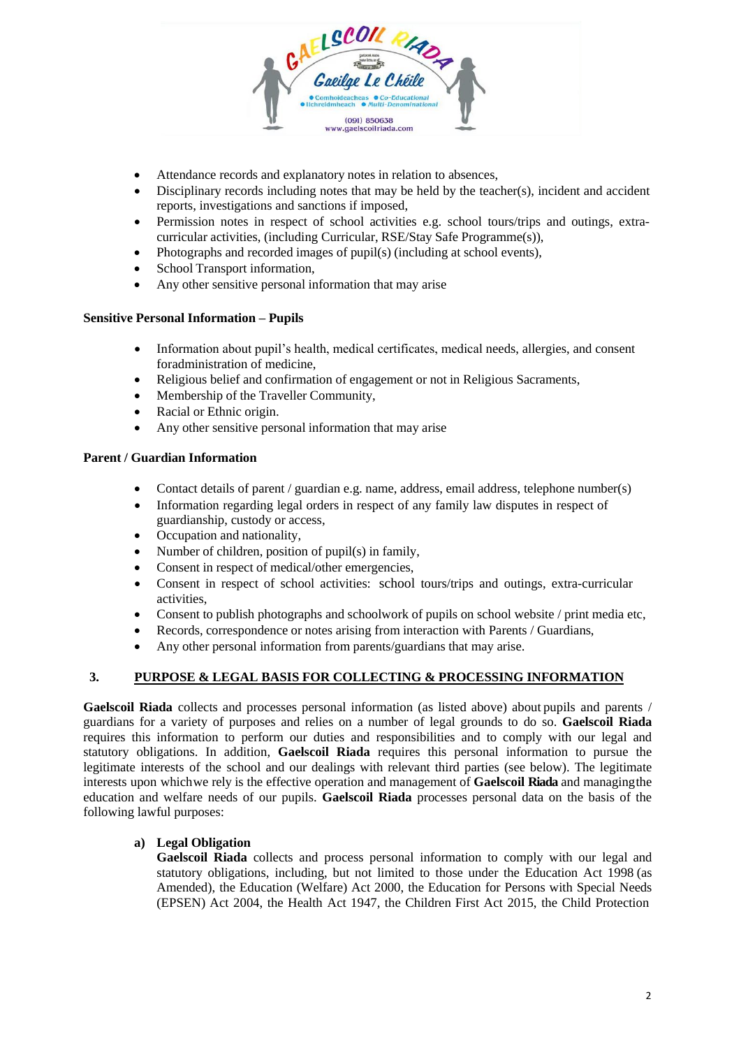- Attendance records and explanatory notes in relation to absences,
- Disciplinary records including notes that may be held by the teacher(s), incident and accident reports, investigations and sanctions if imposed,
- Permission notes in respect of school activities e.g. school tours/trips and outings, extra-curricular activities, (including Curricular, RSE/Stay Safe Programme(s)),
- Photographs and recorded images of pupil(s) (including at school events),
- School Transport information,
- Any other sensitive personal information that may arise

**Sensitive Personal Information – Pupils**

- Information about pupil's health, medical certificates, medical needs, allergies, and consent foradministration of medicine,
- Religious belief and confirmation of engagement or not in Religious Sacraments,
- Membership of the Traveller Community,
- Racial or Ethnic origin.
- Any other sensitive personal information that may arise

**Parent / Guardian Information**

- Contact details of parent / guardian e.g. name, address, email address, telephone number(s)
- Information regarding legal orders in respect of any family law disputes in respect of guardianship, custody or access,
- Occupation and nationality,
- Number of children, position of pupil(s) in family,
- Consent in respect of medical/other emergencies,
- Consent in respect of school activities: school tours/trips and outings, extra-curricular activities,
- Consent to publish photographs and schoolwork of pupils on school website / print media etc,
- Records, correspondence or notes arising from interaction with Parents / Guardians,
- Any other personal information from parents/guardians that may arise.

## 3. PURPOSE & LEGAL BASIS FOR COLLECTING & PROCESSING INFORMATION

**Gaelscoil Riada** collects and processes personal information (as listed above) about pupils and parents / guardians for a variety of purposes and relies on a number of legal grounds to do so. **Gaelscoil Riada** requires this information to perform our duties and responsibilities and to comply with our legal and statutory obligations. In addition, **Gaelscoil Riada** requires this personal information to pursue the legitimate interests of the school and our dealings with relevant third parties (see below). The legitimate interests upon whichwe rely is the effective operation and management of **Gaelscoil Riada** and managingthe education and welfare needs of our pupils. **Gaelscoil Riada** processes personal data on the basis of the following lawful purposes:

**a) Legal Obligation**

**Gaelscoil Riada** collects and process personal information to comply with our legal and statutory obligations, including, but not limited to those under the Education Act 1998 (as Amended), the Education (Welfare) Act 2000, the Education for Persons with Special Needs (EPSEN) Act 2004, the Health Act 1947, the Children First Act 2015, the Child Protection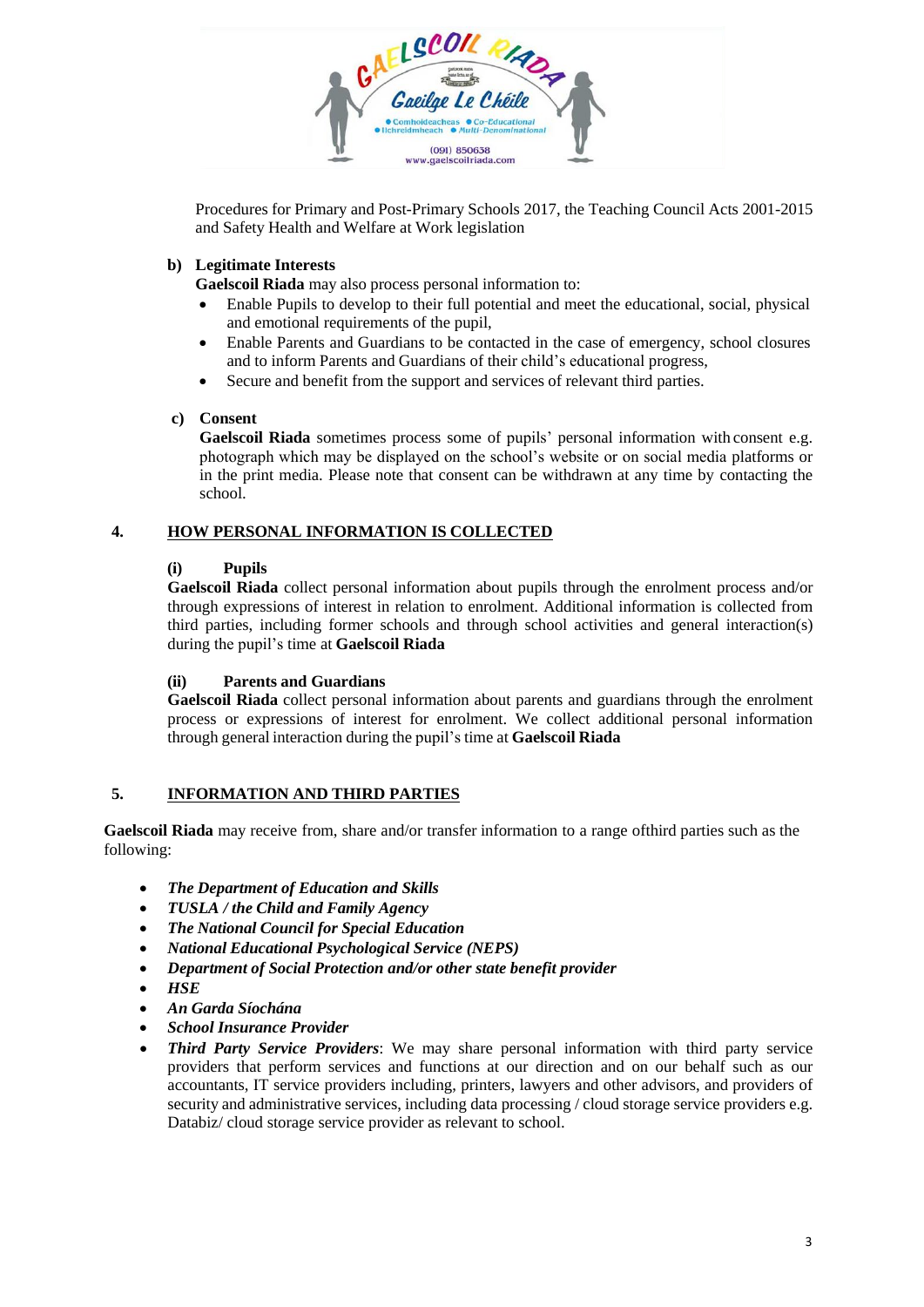Procedures for Primary and Post-Primary Schools 2017, the Teaching Council Acts 2001-2015 and Safety Health and Welfare at Work legislation

**b) Legitimate Interests**

**Gaelscoil Riada** may also process personal information to:

- Enable Pupils to develop to their full potential and meet the educational, social, physical and emotional requirements of the pupil,
- Enable Parents and Guardians to be contacted in the case of emergency, school closures and to inform Parents and Guardians of their child's educational progress,
- Secure and benefit from the support and services of relevant third parties.

**c) Consent**

**Gaelscoil Riada** sometimes process some of pupils' personal information with consent e.g. photograph which may be displayed on the school's website or on social media platforms or in the print media. Please note that consent can be withdrawn at any time by contacting the school.

## 4. HOW PERSONAL INFORMATION IS COLLECTED

**(i) Pupils**

**Gaelscoil Riada** collect personal information about pupils through the enrolment process and/or through expressions of interest in relation to enrolment. Additional information is collected from third parties, including former schools and through school activities and general interaction(s) during the pupil's time at **Gaelscoil Riada**

**(ii) Parents and Guardians**

**Gaelscoil Riada** collect personal information about parents and guardians through the enrolment process or expressions of interest for enrolment. We collect additional personal information through general interaction during the pupil's time at **Gaelscoil Riada**

## 5. INFORMATION AND THIRD PARTIES

**Gaelscoil Riada** may receive from, share and/or transfer information to a range ofthird parties such as the following:

- ***The Department of Education and Skills***
- ***TUSLA / the Child and Family Agency***
- ***The National Council for Special Education***
- ***National Educational Psychological Service (NEPS)***
- ***Department of Social Protection and/or other state benefit provider***
- ***HSE***
- ***An Garda Síochána***
- ***School Insurance Provider***
- ***Third Party Service Providers***: We may share personal information with third party service providers that perform services and functions at our direction and on our behalf such as our accountants, IT service providers including, printers, lawyers and other advisors, and providers of security and administrative services, including data processing / cloud storage service providers e.g. Databiz/ cloud storage service provider as relevant to school.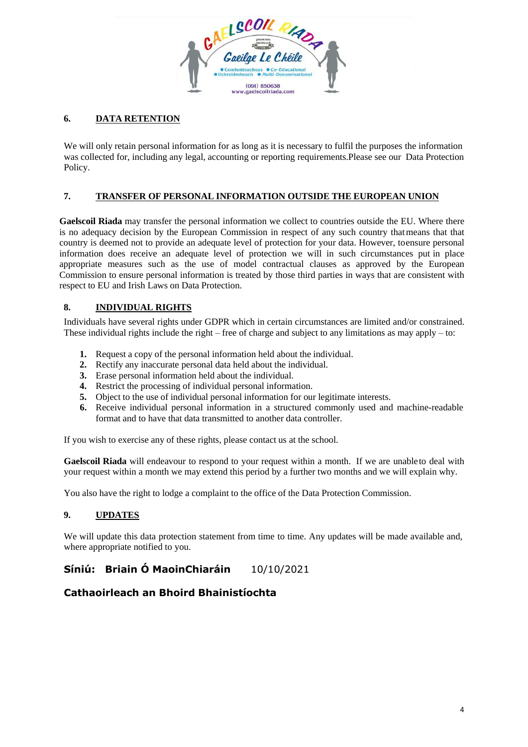## 6. DATA RETENTION

We will only retain personal information for as long as it is necessary to fulfil the purposes the information was collected for, including any legal, accounting or reporting requirements.Please see our Data Protection Policy.

## 7. TRANSFER OF PERSONAL INFORMATION OUTSIDE THE EUROPEAN UNION

**Gaelscoil Riada** may transfer the personal information we collect to countries outside the EU. Where there is no adequacy decision by the European Commission in respect of any such country thatmeans that that country is deemed not to provide an adequate level of protection for your data. However, toensure personal information does receive an adequate level of protection we will in such circumstances put in place appropriate measures such as the use of model contractual clauses as approved by the European Commission to ensure personal information is treated by those third parties in ways that are consistent with respect to EU and Irish Laws on Data Protection.

## 8. INDIVIDUAL RIGHTS

Individuals have several rights under GDPR which in certain circumstances are limited and/or constrained. These individual rights include the right – free of charge and subject to any limitations as may apply – to:

1. Request a copy of the personal information held about the individual.
2. Rectify any inaccurate personal data held about the individual.
3. Erase personal information held about the individual.
4. Restrict the processing of individual personal information.
5. Object to the use of individual personal information for our legitimate interests.
6. Receive individual personal information in a structured commonly used and machine-readable format and to have that data transmitted to another data controller.

If you wish to exercise any of these rights, please contact us at the school.

**Gaelscoil Riada** will endeavour to respond to your request within a month. If we are unableto deal with your request within a month we may extend this period by a further two months and we will explain why.

You also have the right to lodge a complaint to the office of the Data Protection Commission.

## 9. UPDATES

We will update this data protection statement from time to time. Any updates will be made available and, where appropriate notified to you.

**Síniú: Briain Ó MaoinChiaráin** 10/10/2021

**Cathaoirleach an Bhoird Bhainistíochta**